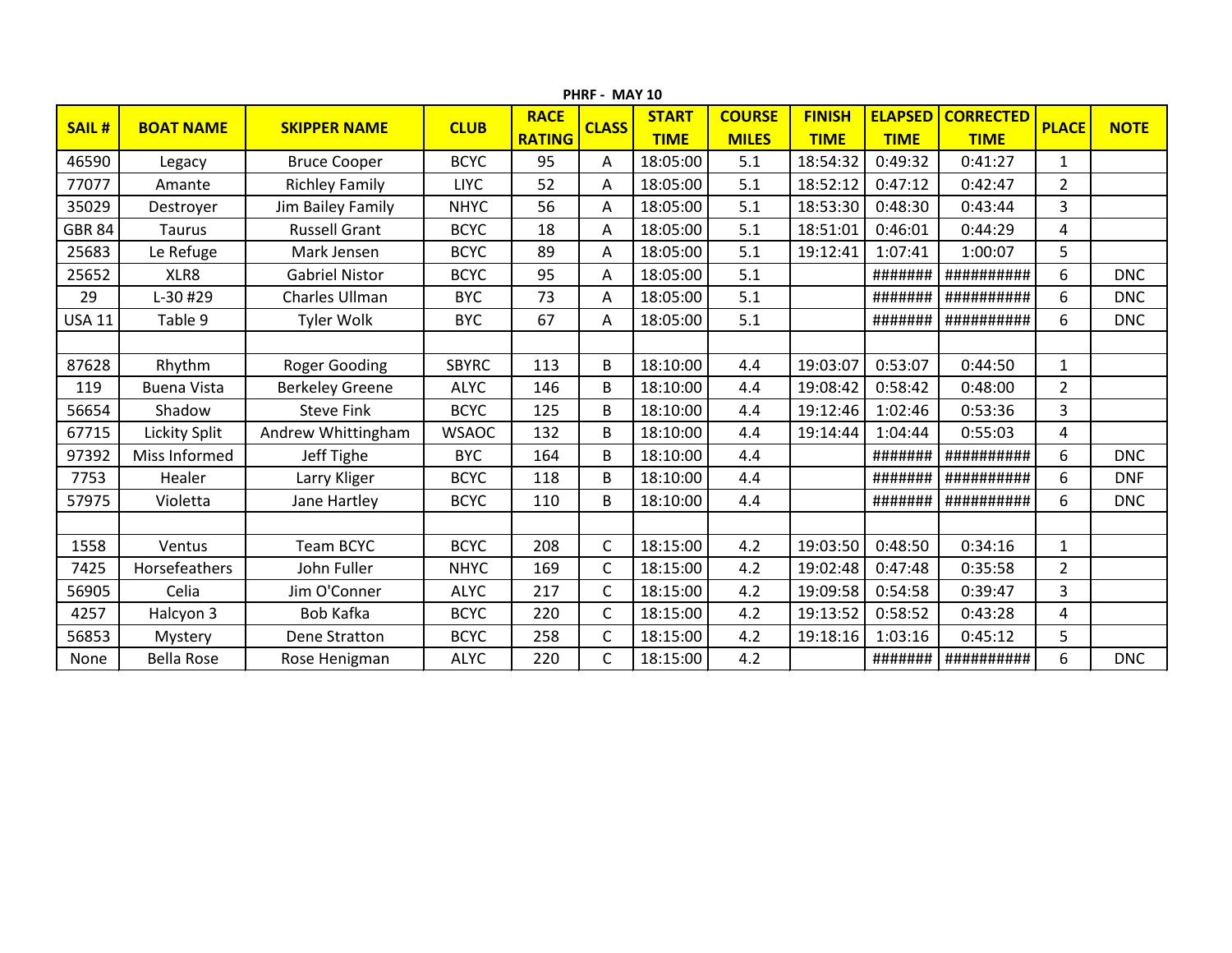**PHRF - MAY 10**

| SAIL # | BOAT NAME | SKIPPER NAME | CLUB | RACE RATING | CLASS | START TIME | COURSE MILES | FINISH TIME | ELAPSED TIME | CORRECTED TIME | PLACE | NOTE |
|---|---|---|---|---|---|---|---|---|---|---|---|---|
| 46590 | Legacy | Bruce Cooper | BCYC | 95 | A | 18:05:00 | 5.1 | 18:54:32 | 0:49:32 | 0:41:27 | 1 | |
| 77077 | Amante | Richley Family | LIYC | 52 | A | 18:05:00 | 5.1 | 18:52:12 | 0:47:12 | 0:42:47 | 2 | |
| 35029 | Destroyer | Jim Bailey Family | NHYC | 56 | A | 18:05:00 | 5.1 | 18:53:30 | 0:48:30 | 0:43:44 | 3 | |
| GBR 84 | Taurus | Russell Grant | BCYC | 18 | A | 18:05:00 | 5.1 | 18:51:01 | 0:46:01 | 0:44:29 | 4 | |
| 25683 | Le Refuge | Mark Jensen | BCYC | 89 | A | 18:05:00 | 5.1 | 19:12:41 | 1:07:41 | 1:00:07 | 5 | |
| 25652 | XLR8 | Gabriel Nistor | BCYC | 95 | A | 18:05:00 | 5.1 | | ####### | ########## | 6 | DNC |
| 29 | L-30 #29 | Charles Ullman | BYC | 73 | A | 18:05:00 | 5.1 | | ####### | ########## | 6 | DNC |
| USA 11 | Table 9 | Tyler Wolk | BYC | 67 | A | 18:05:00 | 5.1 | | ####### | ########## | 6 | DNC |
| | | | | | | | | | | | | |
| 87628 | Rhythm | Roger Gooding | SBYRC | 113 | B | 18:10:00 | 4.4 | 19:03:07 | 0:53:07 | 0:44:50 | 1 | |
| 119 | Buena Vista | Berkeley Greene | ALYC | 146 | B | 18:10:00 | 4.4 | 19:08:42 | 0:58:42 | 0:48:00 | 2 | |
| 56654 | Shadow | Steve Fink | BCYC | 125 | B | 18:10:00 | 4.4 | 19:12:46 | 1:02:46 | 0:53:36 | 3 | |
| 67715 | Lickity Split | Andrew Whittingham | WSAOC | 132 | B | 18:10:00 | 4.4 | 19:14:44 | 1:04:44 | 0:55:03 | 4 | |
| 97392 | Miss Informed | Jeff Tighe | BYC | 164 | B | 18:10:00 | 4.4 | | ####### | ########## | 6 | DNC |
| 7753 | Healer | Larry Kliger | BCYC | 118 | B | 18:10:00 | 4.4 | | ####### | ########## | 6 | DNF |
| 57975 | Violetta | Jane Hartley | BCYC | 110 | B | 18:10:00 | 4.4 | | ####### | ########## | 6 | DNC |
| | | | | | | | | | | | | |
| 1558 | Ventus | Team BCYC | BCYC | 208 | C | 18:15:00 | 4.2 | 19:03:50 | 0:48:50 | 0:34:16 | 1 | |
| 7425 | Horsefeathers | John Fuller | NHYC | 169 | C | 18:15:00 | 4.2 | 19:02:48 | 0:47:48 | 0:35:58 | 2 | |
| 56905 | Celia | Jim O'Conner | ALYC | 217 | C | 18:15:00 | 4.2 | 19:09:58 | 0:54:58 | 0:39:47 | 3 | |
| 4257 | Halcyon 3 | Bob Kafka | BCYC | 220 | C | 18:15:00 | 4.2 | 19:13:52 | 0:58:52 | 0:43:28 | 4 | |
| 56853 | Mystery | Dene Stratton | BCYC | 258 | C | 18:15:00 | 4.2 | 19:18:16 | 1:03:16 | 0:45:12 | 5 | |
| None | Bella Rose | Rose Henigman | ALYC | 220 | C | 18:15:00 | 4.2 | | ####### | ########## | 6 | DNC |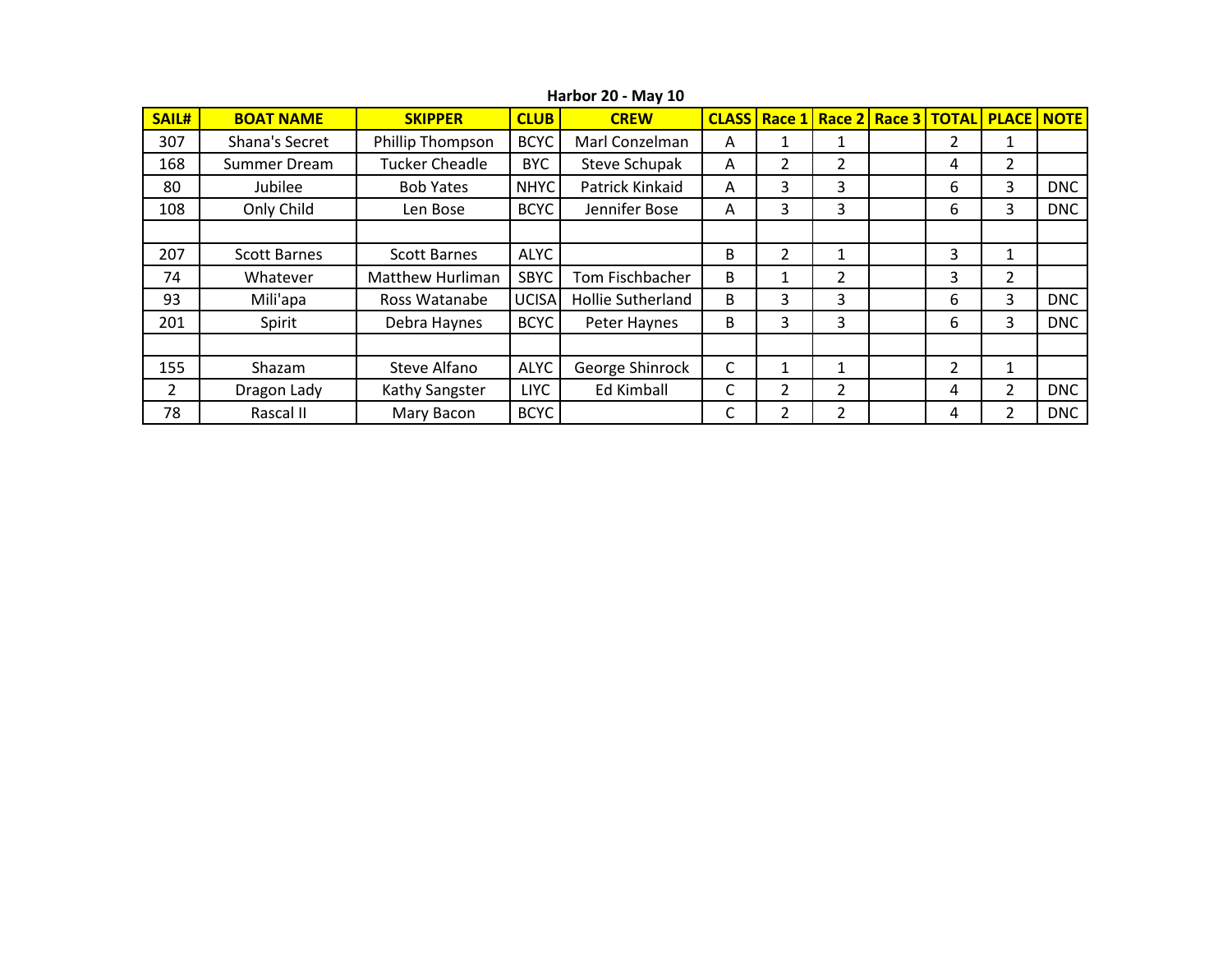**Harbor 20 - May 10**

| SAIL# | BOAT NAME | SKIPPER | CLUB | CREW | CLASS | Race 1 | Race 2 | Race 3 | TOTAL | PLACE | NOTE |
|---|---|---|---|---|---|---|---|---|---|---|---|
| 307 | Shana's Secret | Phillip Thompson | BCYC | Marl Conzelman | A | 1 | 1 | | 2 | 1 | |
| 168 | Summer Dream | Tucker Cheadle | BYC | Steve Schupak | A | 2 | 2 | | 4 | 2 | |
| 80 | Jubilee | Bob Yates | NHYC | Patrick Kinkaid | A | 3 | 3 | | 6 | 3 | DNC |
| 108 | Only Child | Len Bose | BCYC | Jennifer Bose | A | 3 | 3 | | 6 | 3 | DNC |
| | | | | | | | | | | | |
| 207 | Scott Barnes | Scott Barnes | ALYC | | B | 2 | 1 | | 3 | 1 | |
| 74 | Whatever | Matthew Hurliman | SBYC | Tom Fischbacher | B | 1 | 2 | | 3 | 2 | |
| 93 | Mili'apa | Ross Watanabe | UCISA | Hollie Sutherland | B | 3 | 3 | | 6 | 3 | DNC |
| 201 | Spirit | Debra Haynes | BCYC | Peter Haynes | B | 3 | 3 | | 6 | 3 | DNC |
| | | | | | | | | | | | |
| 155 | Shazam | Steve Alfano | ALYC | George Shinrock | C | 1 | 1 | | 2 | 1 | |
| 2 | Dragon Lady | Kathy Sangster | LIYC | Ed Kimball | C | 2 | 2 | | 4 | 2 | DNC |
| 78 | Rascal II | Mary Bacon | BCYC | | C | 2 | 2 | | 4 | 2 | DNC |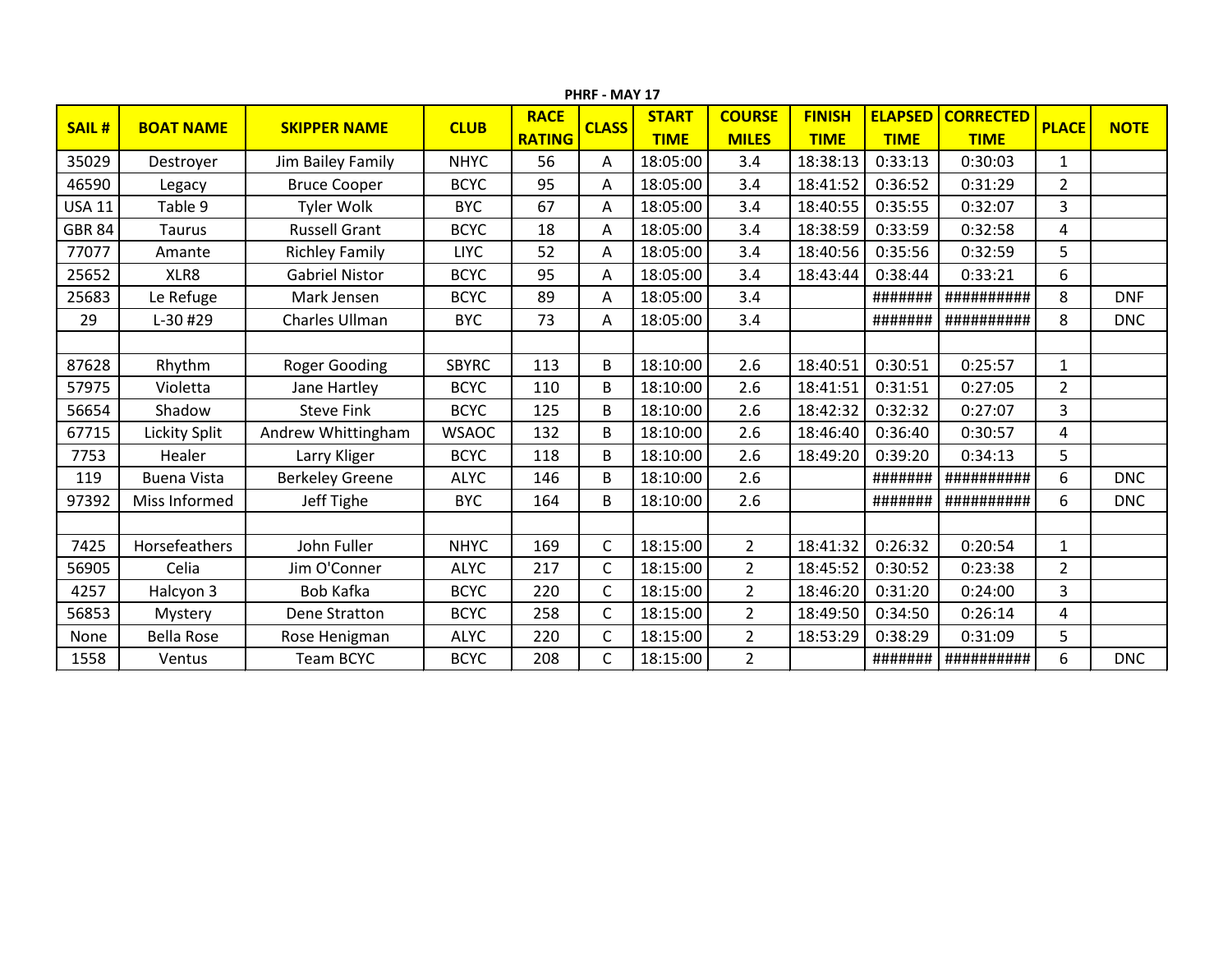**PHRF - MAY 17**

| SAIL # | BOAT NAME | SKIPPER NAME | CLUB | RACE RATING | CLASS | START TIME | COURSE MILES | FINISH TIME | ELAPSED TIME | CORRECTED TIME | PLACE | NOTE |
|---|---|---|---|---|---|---|---|---|---|---|---|---|
| 35029 | Destroyer | Jim Bailey Family | NHYC | 56 | A | 18:05:00 | 3.4 | 18:38:13 | 0:33:13 | 0:30:03 | 1 | |
| 46590 | Legacy | Bruce Cooper | BCYC | 95 | A | 18:05:00 | 3.4 | 18:41:52 | 0:36:52 | 0:31:29 | 2 | |
| USA 11 | Table 9 | Tyler Wolk | BYC | 67 | A | 18:05:00 | 3.4 | 18:40:55 | 0:35:55 | 0:32:07 | 3 | |
| GBR 84 | Taurus | Russell Grant | BCYC | 18 | A | 18:05:00 | 3.4 | 18:38:59 | 0:33:59 | 0:32:58 | 4 | |
| 77077 | Amante | Richley Family | LIYC | 52 | A | 18:05:00 | 3.4 | 18:40:56 | 0:35:56 | 0:32:59 | 5 | |
| 25652 | XLR8 | Gabriel Nistor | BCYC | 95 | A | 18:05:00 | 3.4 | 18:43:44 | 0:38:44 | 0:33:21 | 6 | |
| 25683 | Le Refuge | Mark Jensen | BCYC | 89 | A | 18:05:00 | 3.4 | | ####### | ########## | 8 | DNF |
| 29 | L-30 #29 | Charles Ullman | BYC | 73 | A | 18:05:00 | 3.4 | | ####### | ########## | 8 | DNC |
| | | | | | | | | | | | | |
| 87628 | Rhythm | Roger Gooding | SBYRC | 113 | B | 18:10:00 | 2.6 | 18:40:51 | 0:30:51 | 0:25:57 | 1 | |
| 57975 | Violetta | Jane Hartley | BCYC | 110 | B | 18:10:00 | 2.6 | 18:41:51 | 0:31:51 | 0:27:05 | 2 | |
| 56654 | Shadow | Steve Fink | BCYC | 125 | B | 18:10:00 | 2.6 | 18:42:32 | 0:32:32 | 0:27:07 | 3 | |
| 67715 | Lickity Split | Andrew Whittingham | WSAOC | 132 | B | 18:10:00 | 2.6 | 18:46:40 | 0:36:40 | 0:30:57 | 4 | |
| 7753 | Healer | Larry Kliger | BCYC | 118 | B | 18:10:00 | 2.6 | 18:49:20 | 0:39:20 | 0:34:13 | 5 | |
| 119 | Buena Vista | Berkeley Greene | ALYC | 146 | B | 18:10:00 | 2.6 | | ####### | ########## | 6 | DNC |
| 97392 | Miss Informed | Jeff Tighe | BYC | 164 | B | 18:10:00 | 2.6 | | ####### | ########## | 6 | DNC |
| | | | | | | | | | | | | |
| 7425 | Horsefeathers | John Fuller | NHYC | 169 | C | 18:15:00 | 2 | 18:41:32 | 0:26:32 | 0:20:54 | 1 | |
| 56905 | Celia | Jim O'Conner | ALYC | 217 | C | 18:15:00 | 2 | 18:45:52 | 0:30:52 | 0:23:38 | 2 | |
| 4257 | Halcyon 3 | Bob Kafka | BCYC | 220 | C | 18:15:00 | 2 | 18:46:20 | 0:31:20 | 0:24:00 | 3 | |
| 56853 | Mystery | Dene Stratton | BCYC | 258 | C | 18:15:00 | 2 | 18:49:50 | 0:34:50 | 0:26:14 | 4 | |
| None | Bella Rose | Rose Henigman | ALYC | 220 | C | 18:15:00 | 2 | 18:53:29 | 0:38:29 | 0:31:09 | 5 | |
| 1558 | Ventus | Team BCYC | BCYC | 208 | C | 18:15:00 | 2 | | ####### | ########## | 6 | DNC |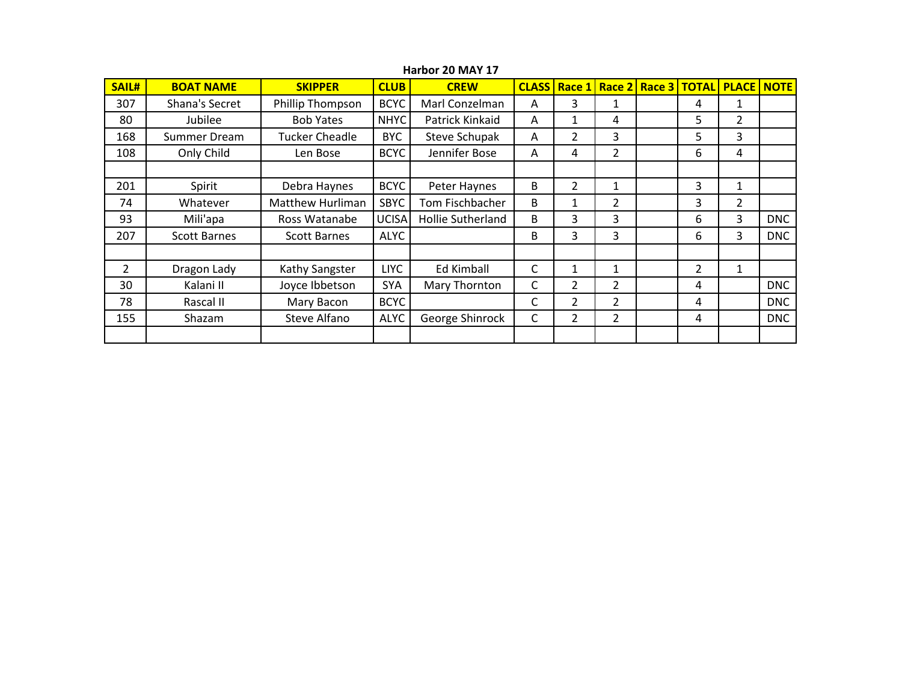**Harbor 20 MAY 17**

| SAIL# | BOAT NAME | SKIPPER | CLUB | CREW | CLASS | Race 1 | Race 2 | Race 3 | TOTAL | PLACE | NOTE |
|---|---|---|---|---|---|---|---|---|---|---|---|
| 307 | Shana's Secret | Phillip Thompson | BCYC | Marl Conzelman | A | 3 | 1 | | 4 | 1 | |
| 80 | Jubilee | Bob Yates | NHYC | Patrick Kinkaid | A | 1 | 4 | | 5 | 2 | |
| 168 | Summer Dream | Tucker Cheadle | BYC | Steve Schupak | A | 2 | 3 | | 5 | 3 | |
| 108 | Only Child | Len Bose | BCYC | Jennifer Bose | A | 4 | 2 | | 6 | 4 | |
| | | | | | | | | | | | |
| 201 | Spirit | Debra Haynes | BCYC | Peter Haynes | B | 2 | 1 | | 3 | 1 | |
| 74 | Whatever | Matthew Hurliman | SBYC | Tom Fischbacher | B | 1 | 2 | | 3 | 2 | |
| 93 | Mili'apa | Ross Watanabe | UCISA | Hollie Sutherland | B | 3 | 3 | | 6 | 3 | DNC |
| 207 | Scott Barnes | Scott Barnes | ALYC | | B | 3 | 3 | | 6 | 3 | DNC |
| | | | | | | | | | | | |
| 2 | Dragon Lady | Kathy Sangster | LIYC | Ed Kimball | C | 1 | 1 | | 2 | 1 | |
| 30 | Kalani II | Joyce Ibbetson | SYA | Mary Thornton | C | 2 | 2 | | 4 | | DNC |
| 78 | Rascal II | Mary Bacon | BCYC | | C | 2 | 2 | | 4 | | DNC |
| 155 | Shazam | Steve Alfano | ALYC | George Shinrock | C | 2 | 2 | | 4 | | DNC |
| | | | | | | | | | | | |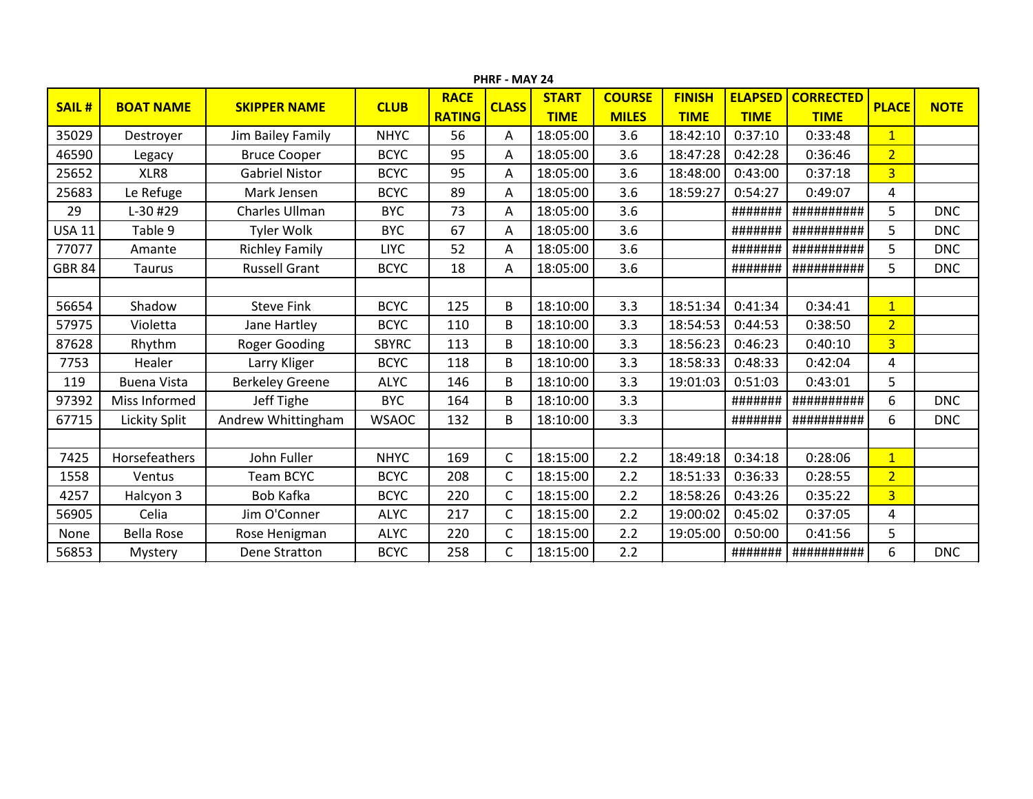PHRF - MAY 24

| SAIL # | BOAT NAME | SKIPPER NAME | CLUB | RACE RATING | CLASS | START TIME | COURSE MILES | FINISH TIME | ELAPSED TIME | CORRECTED TIME | PLACE | NOTE |
|---|---|---|---|---|---|---|---|---|---|---|---|---|
| 35029 | Destroyer | Jim Bailey Family | NHYC | 56 | A | 18:05:00 | 3.6 | 18:42:10 | 0:37:10 | 0:33:48 | 1 | |
| 46590 | Legacy | Bruce Cooper | BCYC | 95 | A | 18:05:00 | 3.6 | 18:47:28 | 0:42:28 | 0:36:46 | 2 | |
| 25652 | XLR8 | Gabriel Nistor | BCYC | 95 | A | 18:05:00 | 3.6 | 18:48:00 | 0:43:00 | 0:37:18 | 3 | |
| 25683 | Le Refuge | Mark Jensen | BCYC | 89 | A | 18:05:00 | 3.6 | 18:59:27 | 0:54:27 | 0:49:07 | 4 | |
| 29 | L-30 #29 | Charles Ullman | BYC | 73 | A | 18:05:00 | 3.6 | | ####### | ########## | 5 | DNC |
| USA 11 | Table 9 | Tyler Wolk | BYC | 67 | A | 18:05:00 | 3.6 | | ####### | ########## | 5 | DNC |
| 77077 | Amante | Richley Family | LIYC | 52 | A | 18:05:00 | 3.6 | | ####### | ########## | 5 | DNC |
| GBR 84 | Taurus | Russell Grant | BCYC | 18 | A | 18:05:00 | 3.6 | | ####### | ########## | 5 | DNC |
| | | | | | | | | | | | | |
| 56654 | Shadow | Steve Fink | BCYC | 125 | B | 18:10:00 | 3.3 | 18:51:34 | 0:41:34 | 0:34:41 | 1 | |
| 57975 | Violetta | Jane Hartley | BCYC | 110 | B | 18:10:00 | 3.3 | 18:54:53 | 0:44:53 | 0:38:50 | 2 | |
| 87628 | Rhythm | Roger Gooding | SBYRC | 113 | B | 18:10:00 | 3.3 | 18:56:23 | 0:46:23 | 0:40:10 | 3 | |
| 7753 | Healer | Larry Kliger | BCYC | 118 | B | 18:10:00 | 3.3 | 18:58:33 | 0:48:33 | 0:42:04 | 4 | |
| 119 | Buena Vista | Berkeley Greene | ALYC | 146 | B | 18:10:00 | 3.3 | 19:01:03 | 0:51:03 | 0:43:01 | 5 | |
| 97392 | Miss Informed | Jeff Tighe | BYC | 164 | B | 18:10:00 | 3.3 | | ####### | ########## | 6 | DNC |
| 67715 | Lickity Split | Andrew Whittingham | WSAOC | 132 | B | 18:10:00 | 3.3 | | ####### | ########## | 6 | DNC |
| | | | | | | | | | | | | |
| 7425 | Horsefeathers | John Fuller | NHYC | 169 | C | 18:15:00 | 2.2 | 18:49:18 | 0:34:18 | 0:28:06 | 1 | |
| 1558 | Ventus | Team BCYC | BCYC | 208 | C | 18:15:00 | 2.2 | 18:51:33 | 0:36:33 | 0:28:55 | 2 | |
| 4257 | Halcyon 3 | Bob Kafka | BCYC | 220 | C | 18:15:00 | 2.2 | 18:58:26 | 0:43:26 | 0:35:22 | 3 | |
| 56905 | Celia | Jim O'Conner | ALYC | 217 | C | 18:15:00 | 2.2 | 19:00:02 | 0:45:02 | 0:37:05 | 4 | |
| None | Bella Rose | Rose Henigman | ALYC | 220 | C | 18:15:00 | 2.2 | 19:05:00 | 0:50:00 | 0:41:56 | 5 | |
| 56853 | Mystery | Dene Stratton | BCYC | 258 | C | 18:15:00 | 2.2 | | ####### | ########## | 6 | DNC |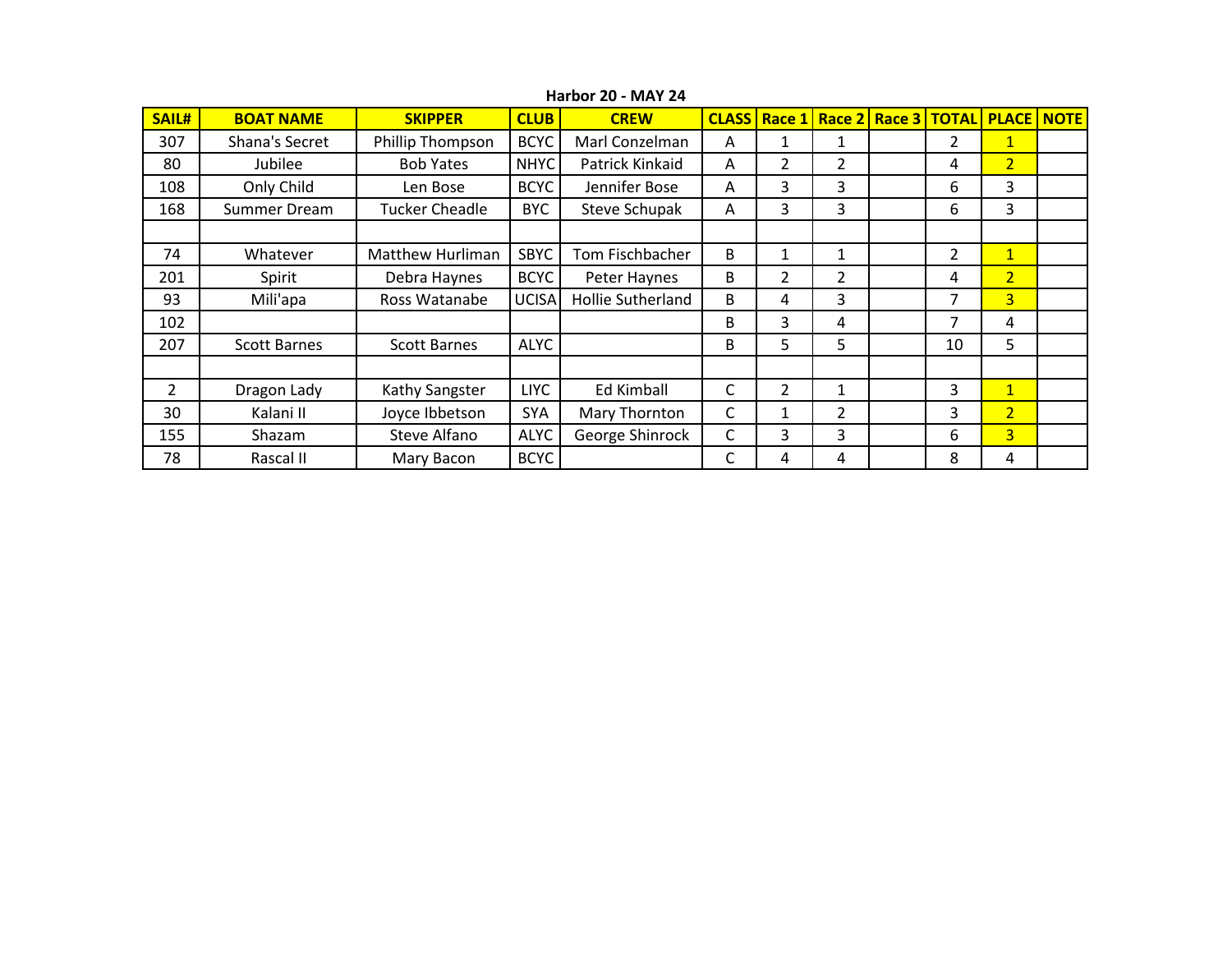**Harbor 20 - MAY 24**

| SAIL# | BOAT NAME | SKIPPER | CLUB | CREW | CLASS | Race 1 | Race 2 | Race 3 | TOTAL | PLACE | NOTE |
|---|---|---|---|---|---|---|---|---|---|---|---|
| 307 | Shana's Secret | Phillip Thompson | BCYC | Marl Conzelman | A | 1 | 1 | | 2 | 1 | |
| 80 | Jubilee | Bob Yates | NHYC | Patrick Kinkaid | A | 2 | 2 | | 4 | 2 | |
| 108 | Only Child | Len Bose | BCYC | Jennifer Bose | A | 3 | 3 | | 6 | 3 | |
| 168 | Summer Dream | Tucker Cheadle | BYC | Steve Schupak | A | 3 | 3 | | 6 | 3 | |
| | | | | | | | | | | | |
| 74 | Whatever | Matthew Hurliman | SBYC | Tom Fischbacher | B | 1 | 1 | | 2 | 1 | |
| 201 | Spirit | Debra Haynes | BCYC | Peter Haynes | B | 2 | 2 | | 4 | 2 | |
| 93 | Mili'apa | Ross Watanabe | UCISA | Hollie Sutherland | B | 4 | 3 | | 7 | 3 | |
| 102 | | | | | B | 3 | 4 | | 7 | 4 | |
| 207 | Scott Barnes | Scott Barnes | ALYC | | B | 5 | 5 | | 10 | 5 | |
| | | | | | | | | | | | |
| 2 | Dragon Lady | Kathy Sangster | LIYC | Ed Kimball | C | 2 | 1 | | 3 | 1 | |
| 30 | Kalani II | Joyce Ibbetson | SYA | Mary Thornton | C | 1 | 2 | | 3 | 2 | |
| 155 | Shazam | Steve Alfano | ALYC | George Shinrock | C | 3 | 3 | | 6 | 3 | |
| 78 | Rascal II | Mary Bacon | BCYC | | C | 4 | 4 | | 8 | 4 | |